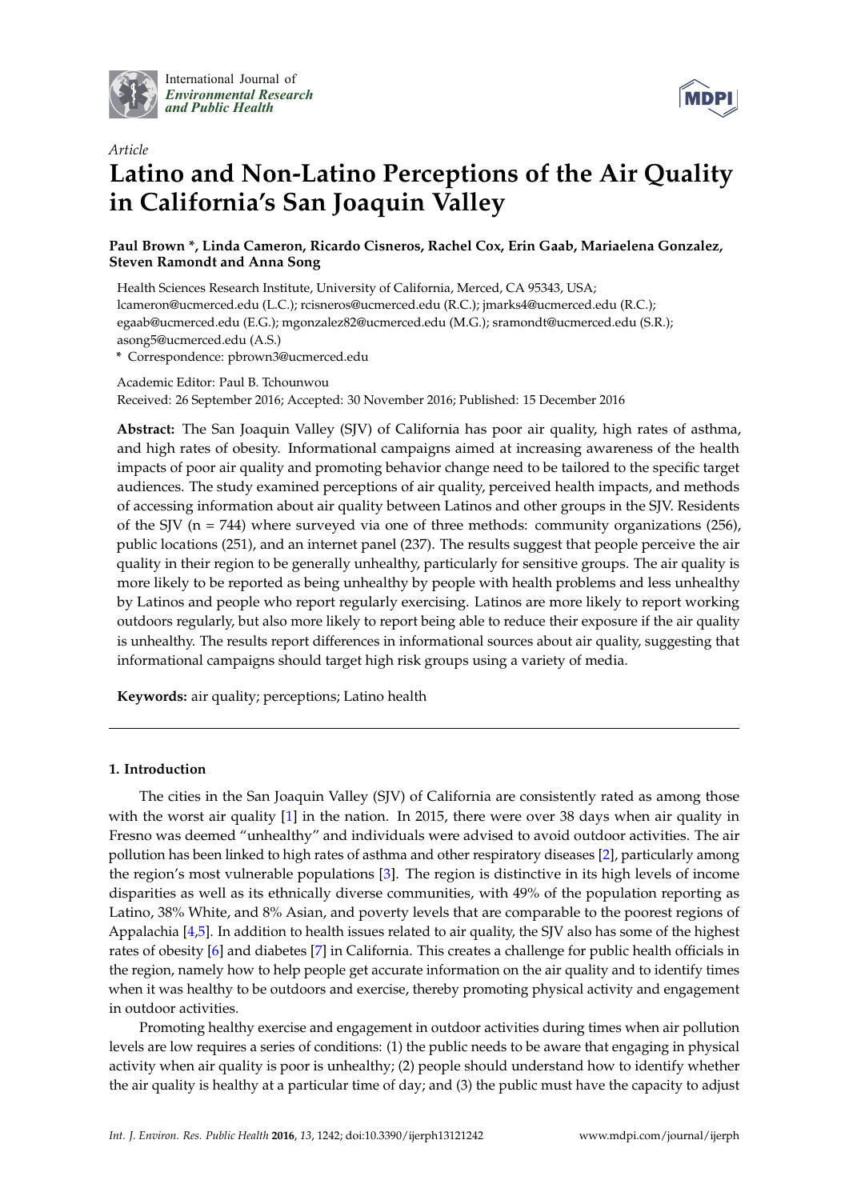International Journal of *Environmental Research and Public Health*

*Article*

# Latino and Non-Latino Perceptions of the Air Quality in California's San Joaquin Valley

**Paul Brown \*, Linda Cameron, Ricardo Cisneros, Rachel Cox, Erin Gaab, Mariaelena Gonzalez, Steven Ramondt and Anna Song**

Health Sciences Research Institute, University of California, Merced, CA 95343, USA; lcameron@ucmerced.edu (L.C.); rcisneros@ucmerced.edu (R.C.); jmarks4@ucmerced.edu (R.C.); egaab@ucmerced.edu (E.G.); mgonzalez82@ucmerced.edu (M.G.); sramondt@ucmerced.edu (S.R.); asong5@ucmerced.edu (A.S.)

\* Correspondence: pbrown3@ucmerced.edu

Academic Editor: Paul B. Tchounwou

Received: 26 September 2016; Accepted: 30 November 2016; Published: 15 December 2016

**Abstract:** The San Joaquin Valley (SJV) of California has poor air quality, high rates of asthma, and high rates of obesity. Informational campaigns aimed at increasing awareness of the health impacts of poor air quality and promoting behavior change need to be tailored to the specific target audiences. The study examined perceptions of air quality, perceived health impacts, and methods of accessing information about air quality between Latinos and other groups in the SJV. Residents of the SJV (n = 744) where surveyed via one of three methods: community organizations (256), public locations (251), and an internet panel (237). The results suggest that people perceive the air quality in their region to be generally unhealthy, particularly for sensitive groups. The air quality is more likely to be reported as being unhealthy by people with health problems and less unhealthy by Latinos and people who report regularly exercising. Latinos are more likely to report working outdoors regularly, but also more likely to report being able to reduce their exposure if the air quality is unhealthy. The results report differences in informational sources about air quality, suggesting that informational campaigns should target high risk groups using a variety of media.

**Keywords:** air quality; perceptions; Latino health

## 1. Introduction

The cities in the San Joaquin Valley (SJV) of California are consistently rated as among those with the worst air quality [1] in the nation. In 2015, there were over 38 days when air quality in Fresno was deemed "unhealthy" and individuals were advised to avoid outdoor activities. The air pollution has been linked to high rates of asthma and other respiratory diseases [2], particularly among the region's most vulnerable populations [3]. The region is distinctive in its high levels of income disparities as well as its ethnically diverse communities, with 49% of the population reporting as Latino, 38% White, and 8% Asian, and poverty levels that are comparable to the poorest regions of Appalachia [4,5]. In addition to health issues related to air quality, the SJV also has some of the highest rates of obesity [6] and diabetes [7] in California. This creates a challenge for public health officials in the region, namely how to help people get accurate information on the air quality and to identify times when it was healthy to be outdoors and exercise, thereby promoting physical activity and engagement in outdoor activities.

Promoting healthy exercise and engagement in outdoor activities during times when air pollution levels are low requires a series of conditions: (1) the public needs to be aware that engaging in physical activity when air quality is poor is unhealthy; (2) people should understand how to identify whether the air quality is healthy at a particular time of day; and (3) the public must have the capacity to adjust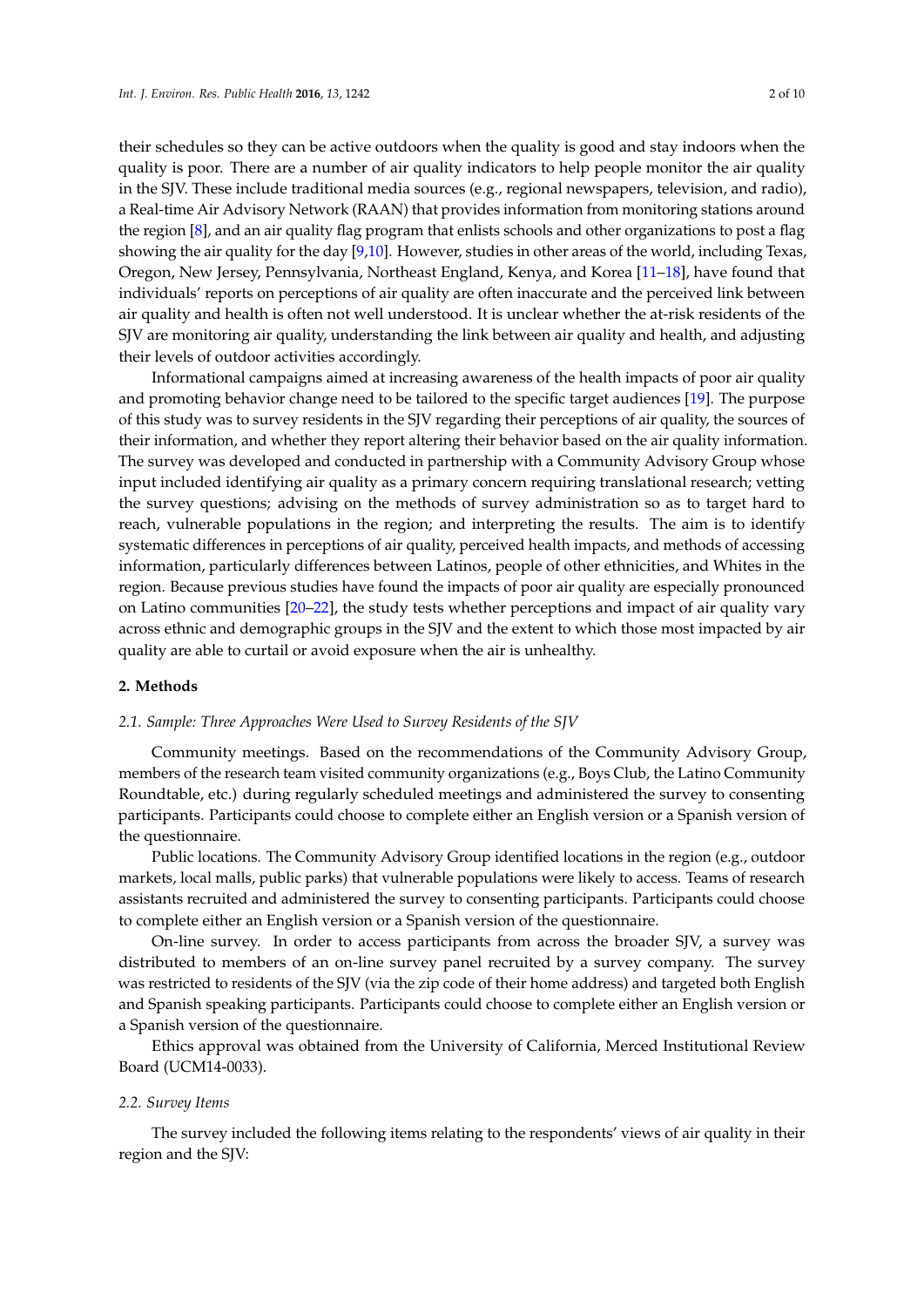their schedules so they can be active outdoors when the quality is good and stay indoors when the quality is poor. There are a number of air quality indicators to help people monitor the air quality in the SJV. These include traditional media sources (e.g., regional newspapers, television, and radio), a Real-time Air Advisory Network (RAAN) that provides information from monitoring stations around the region [8], and an air quality flag program that enlists schools and other organizations to post a flag showing the air quality for the day [9,10]. However, studies in other areas of the world, including Texas, Oregon, New Jersey, Pennsylvania, Northeast England, Kenya, and Korea [11–18], have found that individuals' reports on perceptions of air quality are often inaccurate and the perceived link between air quality and health is often not well understood. It is unclear whether the at-risk residents of the SJV are monitoring air quality, understanding the link between air quality and health, and adjusting their levels of outdoor activities accordingly.

Informational campaigns aimed at increasing awareness of the health impacts of poor air quality and promoting behavior change need to be tailored to the specific target audiences [19]. The purpose of this study was to survey residents in the SJV regarding their perceptions of air quality, the sources of their information, and whether they report altering their behavior based on the air quality information. The survey was developed and conducted in partnership with a Community Advisory Group whose input included identifying air quality as a primary concern requiring translational research; vetting the survey questions; advising on the methods of survey administration so as to target hard to reach, vulnerable populations in the region; and interpreting the results. The aim is to identify systematic differences in perceptions of air quality, perceived health impacts, and methods of accessing information, particularly differences between Latinos, people of other ethnicities, and Whites in the region. Because previous studies have found the impacts of poor air quality are especially pronounced on Latino communities [20–22], the study tests whether perceptions and impact of air quality vary across ethnic and demographic groups in the SJV and the extent to which those most impacted by air quality are able to curtail or avoid exposure when the air is unhealthy.

## 2. Methods

### *2.1. Sample: Three Approaches Were Used to Survey Residents of the SJV*

Community meetings. Based on the recommendations of the Community Advisory Group, members of the research team visited community organizations (e.g., Boys Club, the Latino Community Roundtable, etc.) during regularly scheduled meetings and administered the survey to consenting participants. Participants could choose to complete either an English version or a Spanish version of the questionnaire.

Public locations. The Community Advisory Group identified locations in the region (e.g., outdoor markets, local malls, public parks) that vulnerable populations were likely to access. Teams of research assistants recruited and administered the survey to consenting participants. Participants could choose to complete either an English version or a Spanish version of the questionnaire.

On-line survey. In order to access participants from across the broader SJV, a survey was distributed to members of an on-line survey panel recruited by a survey company. The survey was restricted to residents of the SJV (via the zip code of their home address) and targeted both English and Spanish speaking participants. Participants could choose to complete either an English version or a Spanish version of the questionnaire.

Ethics approval was obtained from the University of California, Merced Institutional Review Board (UCM14-0033).

### *2.2. Survey Items*

The survey included the following items relating to the respondents' views of air quality in their region and the SJV: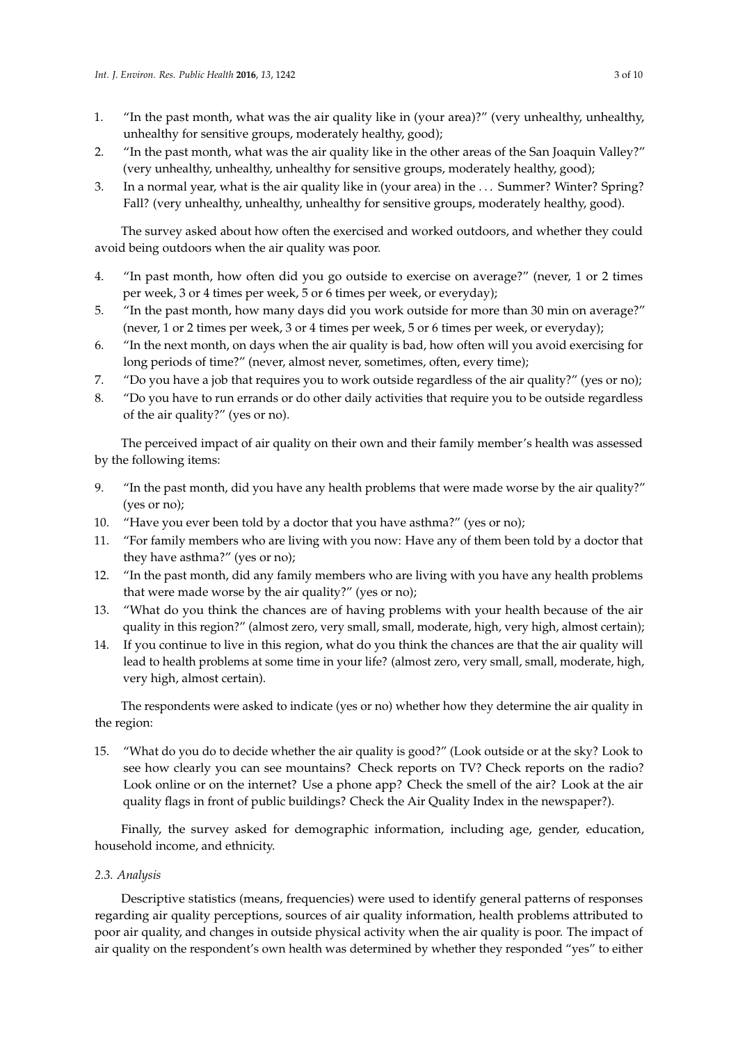1. "In the past month, what was the air quality like in (your area)?" (very unhealthy, unhealthy, unhealthy for sensitive groups, moderately healthy, good);
2. "In the past month, what was the air quality like in the other areas of the San Joaquin Valley?" (very unhealthy, unhealthy, unhealthy for sensitive groups, moderately healthy, good);
3. In a normal year, what is the air quality like in (your area) in the . . . Summer? Winter? Spring? Fall? (very unhealthy, unhealthy, unhealthy for sensitive groups, moderately healthy, good).

The survey asked about how often the exercised and worked outdoors, and whether they could avoid being outdoors when the air quality was poor.

4. "In past month, how often did you go outside to exercise on average?" (never, 1 or 2 times per week, 3 or 4 times per week, 5 or 6 times per week, or everyday);
5. "In the past month, how many days did you work outside for more than 30 min on average?" (never, 1 or 2 times per week, 3 or 4 times per week, 5 or 6 times per week, or everyday);
6. "In the next month, on days when the air quality is bad, how often will you avoid exercising for long periods of time?" (never, almost never, sometimes, often, every time);
7. "Do you have a job that requires you to work outside regardless of the air quality?" (yes or no);
8. "Do you have to run errands or do other daily activities that require you to be outside regardless of the air quality?" (yes or no).

The perceived impact of air quality on their own and their family member's health was assessed by the following items:

9. "In the past month, did you have any health problems that were made worse by the air quality?" (yes or no);
10. "Have you ever been told by a doctor that you have asthma?" (yes or no);
11. "For family members who are living with you now: Have any of them been told by a doctor that they have asthma?" (yes or no);
12. "In the past month, did any family members who are living with you have any health problems that were made worse by the air quality?" (yes or no);
13. "What do you think the chances are of having problems with your health because of the air quality in this region?" (almost zero, very small, small, moderate, high, very high, almost certain);
14. If you continue to live in this region, what do you think the chances are that the air quality will lead to health problems at some time in your life? (almost zero, very small, small, moderate, high, very high, almost certain).

The respondents were asked to indicate (yes or no) whether how they determine the air quality in the region:

15. "What do you do to decide whether the air quality is good?" (Look outside or at the sky? Look to see how clearly you can see mountains? Check reports on TV? Check reports on the radio? Look online or on the internet? Use a phone app? Check the smell of the air? Look at the air quality flags in front of public buildings? Check the Air Quality Index in the newspaper?).

Finally, the survey asked for demographic information, including age, gender, education, household income, and ethnicity.

### *2.3. Analysis*

Descriptive statistics (means, frequencies) were used to identify general patterns of responses regarding air quality perceptions, sources of air quality information, health problems attributed to poor air quality, and changes in outside physical activity when the air quality is poor. The impact of air quality on the respondent's own health was determined by whether they responded "yes" to either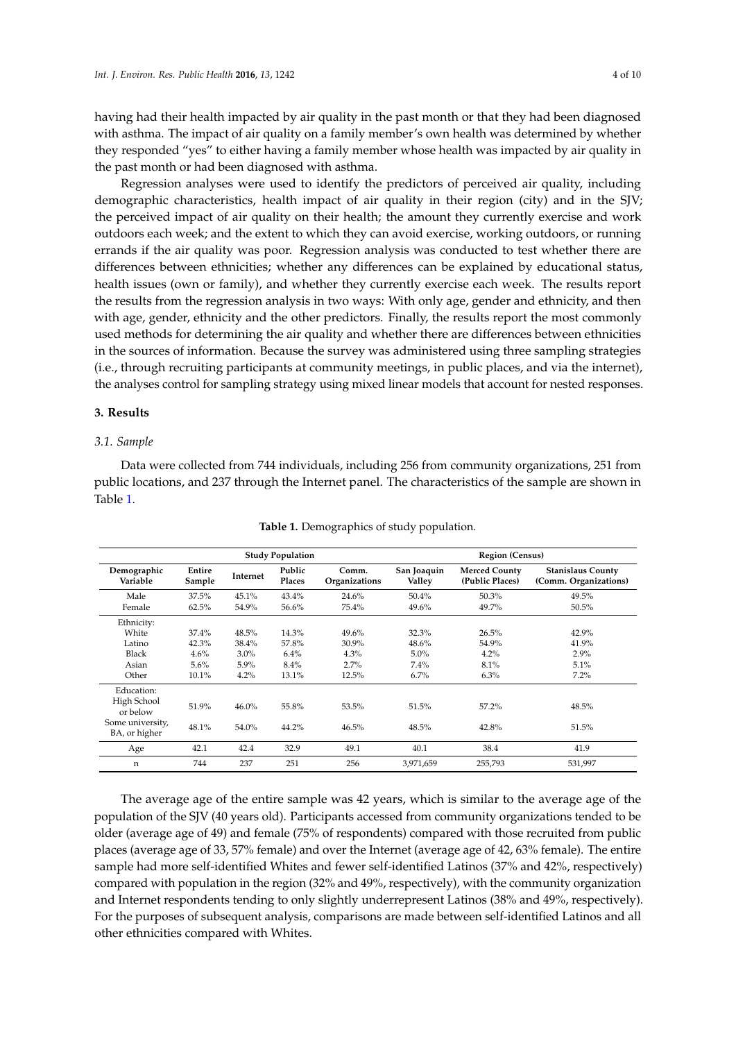having had their health impacted by air quality in the past month or that they had been diagnosed with asthma. The impact of air quality on a family member's own health was determined by whether they responded "yes" to either having a family member whose health was impacted by air quality in the past month or had been diagnosed with asthma.

Regression analyses were used to identify the predictors of perceived air quality, including demographic characteristics, health impact of air quality in their region (city) and in the SJV; the perceived impact of air quality on their health; the amount they currently exercise and work outdoors each week; and the extent to which they can avoid exercise, working outdoors, or running errands if the air quality was poor. Regression analysis was conducted to test whether there are differences between ethnicities; whether any differences can be explained by educational status, health issues (own or family), and whether they currently exercise each week. The results report the results from the regression analysis in two ways: With only age, gender and ethnicity, and then with age, gender, ethnicity and the other predictors. Finally, the results report the most commonly used methods for determining the air quality and whether there are differences between ethnicities in the sources of information. Because the survey was administered using three sampling strategies (i.e., through recruiting participants at community meetings, in public places, and via the internet), the analyses control for sampling strategy using mixed linear models that account for nested responses.

## 3. Results

### 3.1. Sample

Data were collected from 744 individuals, including 256 from community organizations, 251 from public locations, and 237 through the Internet panel. The characteristics of the sample are shown in Table 1.

**Table 1.** Demographics of study population.

| | Study Population | | | | Region (Census) | | |
|---|---|---|---|---|---|---|---|
| Demographic Variable | Entire Sample | Internet | Public Places | Comm. Organizations | San Joaquin Valley | Merced County (Public Places) | Stanislaus County (Comm. Organizations) |
| Male | 37.5% | 45.1% | 43.4% | 24.6% | 50.4% | 50.3% | 49.5% |
| Female | 62.5% | 54.9% | 56.6% | 75.4% | 49.6% | 49.7% | 50.5% |
| Ethnicity: | | | | | | | |
| White | 37.4% | 48.5% | 14.3% | 49.6% | 32.3% | 26.5% | 42.9% |
| Latino | 42.3% | 38.4% | 57.8% | 30.9% | 48.6% | 54.9% | 41.9% |
| Black | 4.6% | 3.0% | 6.4% | 4.3% | 5.0% | 4.2% | 2.9% |
| Asian | 5.6% | 5.9% | 8.4% | 2.7% | 7.4% | 8.1% | 5.1% |
| Other | 10.1% | 4.2% | 13.1% | 12.5% | 6.7% | 6.3% | 7.2% |
| Education: | | | | | | | |
| High School or below | 51.9% | 46.0% | 55.8% | 53.5% | 51.5% | 57.2% | 48.5% |
| Some university, BA, or higher | 48.1% | 54.0% | 44.2% | 46.5% | 48.5% | 42.8% | 51.5% |
| Age | 42.1 | 42.4 | 32.9 | 49.1 | 40.1 | 38.4 | 41.9 |
| n | 744 | 237 | 251 | 256 | 3,971,659 | 255,793 | 531,997 |

The average age of the entire sample was 42 years, which is similar to the average age of the population of the SJV (40 years old). Participants accessed from community organizations tended to be older (average age of 49) and female (75% of respondents) compared with those recruited from public places (average age of 33, 57% female) and over the Internet (average age of 42, 63% female). The entire sample had more self-identified Whites and fewer self-identified Latinos (37% and 42%, respectively) compared with population in the region (32% and 49%, respectively), with the community organization and Internet respondents tending to only slightly underrepresent Latinos (38% and 49%, respectively). For the purposes of subsequent analysis, comparisons are made between self-identified Latinos and all other ethnicities compared with Whites.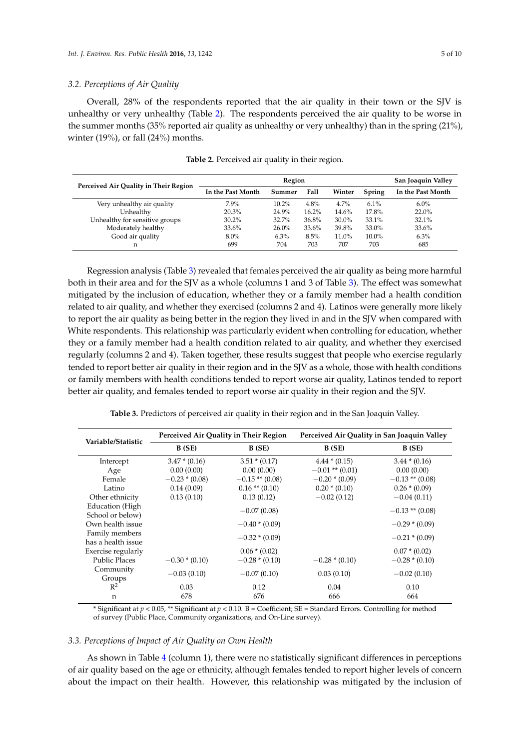### 3.2. Perceptions of Air Quality

Overall, 28% of the respondents reported that the air quality in their town or the SJV is unhealthy or very unhealthy (Table 2). The respondents perceived the air quality to be worse in the summer months (35% reported air quality as unhealthy or very unhealthy) than in the spring (21%), winter (19%), or fall (24%) months.

**Table 2.** Perceived air quality in their region.

| Perceived Air Quality in Their Region | Region | | | | | San Joaquin Valley |
|---|---|---|---|---|---|---|
| | In the Past Month | Summer | Fall | Winter | Spring | In the Past Month |
| Very unhealthy air quality | 7.9% | 10.2% | 4.8% | 4.7% | 6.1% | 6.0% |
| Unhealthy | 20.3% | 24.9% | 16.2% | 14.6% | 17.8% | 22.0% |
| Unhealthy for sensitive groups | 30.2% | 32.7% | 36.8% | 30.0% | 33.1% | 32.1% |
| Moderately healthy | 33.6% | 26.0% | 33.6% | 39.8% | 33.0% | 33.6% |
| Good air quality | 8.0% | 6.3% | 8.5% | 11.0% | 10.0% | 6.3% |
| n | 699 | 704 | 703 | 707 | 703 | 685 |

Regression analysis (Table 3) revealed that females perceived the air quality as being more harmful both in their area and for the SJV as a whole (columns 1 and 3 of Table 3). The effect was somewhat mitigated by the inclusion of education, whether they or a family member had a health condition related to air quality, and whether they exercised (columns 2 and 4). Latinos were generally more likely to report the air quality as being better in the region they lived in and in the SJV when compared with White respondents. This relationship was particularly evident when controlling for education, whether they or a family member had a health condition related to air quality, and whether they exercised regularly (columns 2 and 4). Taken together, these results suggest that people who exercise regularly tended to report better air quality in their region and in the SJV as a whole, those with health conditions or family members with health conditions tended to report worse air quality, Latinos tended to report better air quality, and females tended to report worse air quality in their region and the SJV.

**Table 3.** Predictors of perceived air quality in their region and in the San Joaquin Valley.

| Variable/Statistic | Perceived Air Quality in Their Region | | Perceived Air Quality in San Joaquin Valley | |
|---|---|---|---|---|
| | B (SE) | B (SE) | B (SE) | B (SE) |
| Intercept | 3.47 * (0.16) | 3.51 * (0.17) | 4.44 * (0.15) | 3.44 * (0.16) |
| Age | 0.00 (0.00) | 0.00 (0.00) | −0.01 ** (0.01) | 0.00 (0.00) |
| Female | −0.23 * (0.08) | −0.15 ** (0.08) | −0.20 * (0.09) | −0.13 ** (0.08) |
| Latino | 0.14 (0.09) | 0.16 ** (0.10) | 0.20 * (0.10) | 0.26 * (0.09) |
| Other ethnicity | 0.13 (0.10) | 0.13 (0.12) | −0.02 (0.12) | −0.04 (0.11) |
| Education (High School or below) | | −0.07 (0.08) | | −0.13 ** (0.08) |
| Own health issue | | −0.40 * (0.09) | | −0.29 * (0.09) |
| Family members has a health issue | | −0.32 * (0.09) | | −0.21 * (0.09) |
| Exercise regularly | | 0.06 * (0.02) | | 0.07 * (0.02) |
| Public Places | −0.30 * (0.10) | −0.28 * (0.10) | −0.28 * (0.10) | −0.28 * (0.10) |
| Community Groups | −0.03 (0.10) | −0.07 (0.10) | 0.03 (0.10) | −0.02 (0.10) |
| $R^2$ | 0.03 | 0.12 | 0.04 | 0.10 |
| n | 678 | 676 | 666 | 664 |

* Significant at $p < 0.05$, ** Significant at $p < 0.10$. B = Coefficient; SE = Standard Errors. Controlling for method of survey (Public Place, Community organizations, and On-Line survey).

### 3.3. Perceptions of Impact of Air Quality on Own Health

As shown in Table 4 (column 1), there were no statistically significant differences in perceptions of air quality based on the age or ethnicity, although females tended to report higher levels of concern about the impact on their health. However, this relationship was mitigated by the inclusion of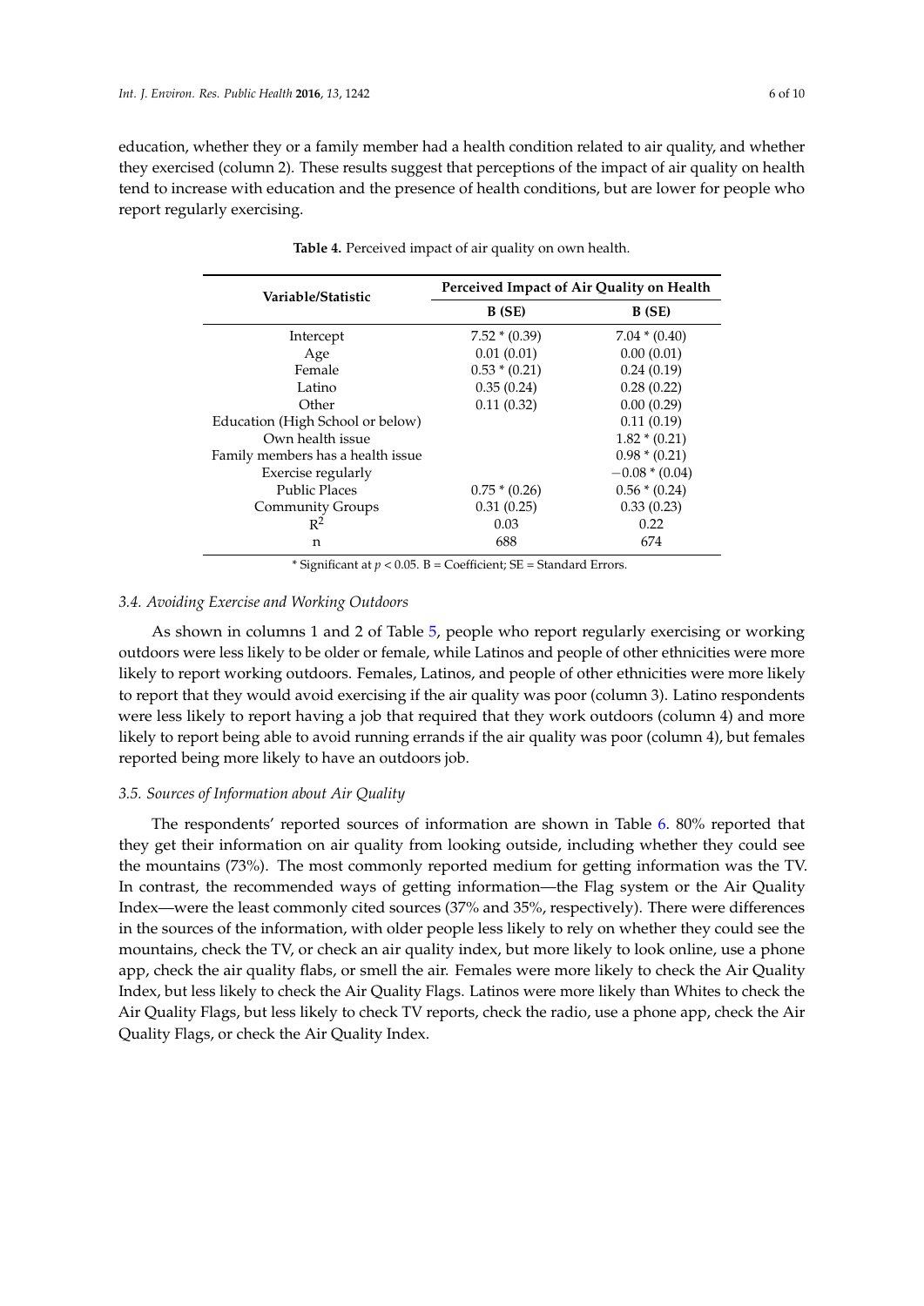education, whether they or a family member had a health condition related to air quality, and whether they exercised (column 2). These results suggest that perceptions of the impact of air quality on health tend to increase with education and the presence of health conditions, but are lower for people who report regularly exercising.

**Table 4.** Perceived impact of air quality on own health.

| Variable/Statistic | Perceived Impact of Air Quality on Health | |
|---|---|---|
| | **B (SE)** | **B (SE)** |
| Intercept | 7.52 * (0.39) | 7.04 * (0.40) |
| Age | 0.01 (0.01) | 0.00 (0.01) |
| Female | 0.53 * (0.21) | 0.24 (0.19) |
| Latino | 0.35 (0.24) | 0.28 (0.22) |
| Other | 0.11 (0.32) | 0.00 (0.29) |
| Education (High School or below) | | 0.11 (0.19) |
| Own health issue | | 1.82 * (0.21) |
| Family members has a health issue | | 0.98 * (0.21) |
| Exercise regularly | | −0.08 * (0.04) |
| Public Places | 0.75 * (0.26) | 0.56 * (0.24) |
| Community Groups | 0.31 (0.25) | 0.33 (0.23) |
| $R^2$ | 0.03 | 0.22 |
| n | 688 | 674 |

\* Significant at $p < 0.05$. B = Coefficient; SE = Standard Errors.

### 3.4. Avoiding Exercise and Working Outdoors

As shown in columns 1 and 2 of Table 5, people who report regularly exercising or working outdoors were less likely to be older or female, while Latinos and people of other ethnicities were more likely to report working outdoors. Females, Latinos, and people of other ethnicities were more likely to report that they would avoid exercising if the air quality was poor (column 3). Latino respondents were less likely to report having a job that required that they work outdoors (column 4) and more likely to report being able to avoid running errands if the air quality was poor (column 4), but females reported being more likely to have an outdoors job.

### 3.5. Sources of Information about Air Quality

The respondents' reported sources of information are shown in Table 6. 80% reported that they get their information on air quality from looking outside, including whether they could see the mountains (73%). The most commonly reported medium for getting information was the TV. In contrast, the recommended ways of getting information—the Flag system or the Air Quality Index—were the least commonly cited sources (37% and 35%, respectively). There were differences in the sources of the information, with older people less likely to rely on whether they could see the mountains, check the TV, or check an air quality index, but more likely to look online, use a phone app, check the air quality flabs, or smell the air. Females were more likely to check the Air Quality Index, but less likely to check the Air Quality Flags. Latinos were more likely than Whites to check the Air Quality Flags, but less likely to check TV reports, check the radio, use a phone app, check the Air Quality Flags, or check the Air Quality Index.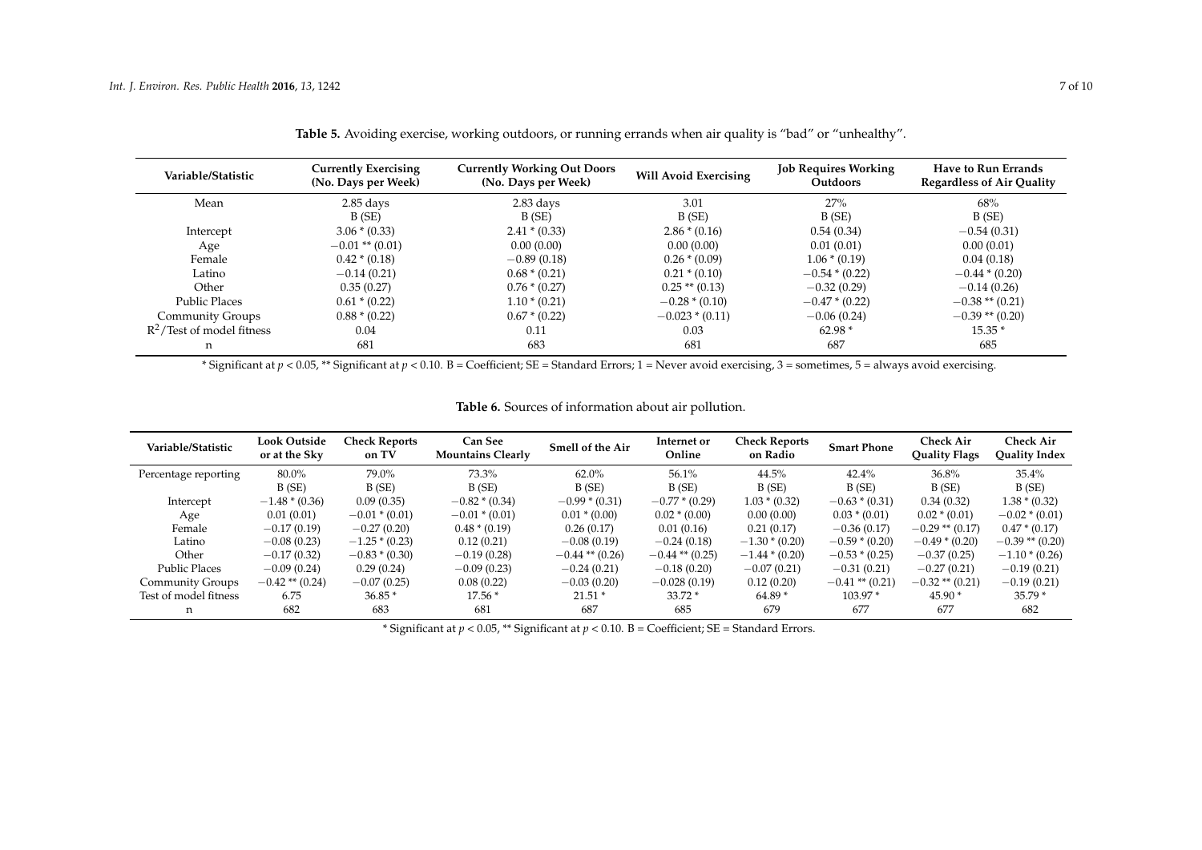**Table 5.** Avoiding exercise, working outdoors, or running errands when air quality is "bad" or "unhealthy".

| Variable/Statistic | Currently Exercising (No. Days per Week) | Currently Working Out Doors (No. Days per Week) | Will Avoid Exercising | Job Requires Working Outdoors | Have to Run Errands Regardless of Air Quality |
|---|---|---|---|---|---|
| Mean | 2.85 days | 2.83 days | 3.01 | 27% | 68% |
| | B (SE) | B (SE) | B (SE) | B (SE) | B (SE) |
| Intercept | 3.06 * (0.33) | 2.41 * (0.33) | 2.86 * (0.16) | 0.54 (0.34) | −0.54 (0.31) |
| Age | −0.01 ** (0.01) | 0.00 (0.00) | 0.00 (0.00) | 0.01 (0.01) | 0.00 (0.01) |
| Female | 0.42 * (0.18) | −0.89 (0.18) | 0.26 * (0.09) | 1.06 * (0.19) | 0.04 (0.18) |
| Latino | −0.14 (0.21) | 0.68 * (0.21) | 0.21 * (0.10) | −0.54 * (0.22) | −0.44 * (0.20) |
| Other | 0.35 (0.27) | 0.76 * (0.27) | 0.25 ** (0.13) | −0.32 (0.29) | −0.14 (0.26) |
| Public Places | 0.61 * (0.22) | 1.10 * (0.21) | −0.28 * (0.10) | −0.47 * (0.22) | −0.38 ** (0.21) |
| Community Groups | 0.88 * (0.22) | 0.67 * (0.22) | −0.023 * (0.11) | −0.06 (0.24) | −0.39 ** (0.20) |
| $R^2$/Test of model fitness | 0.04 | 0.11 | 0.03 | 62.98 * | 15.35 * |
| n | 681 | 683 | 681 | 687 | 685 |

* Significant at $p < 0.05$, ** Significant at $p < 0.10$. B = Coefficient; SE = Standard Errors; 1 = Never avoid exercising, 3 = sometimes, 5 = always avoid exercising.

**Table 6.** Sources of information about air pollution.

| Variable/Statistic | Look Outside or at the Sky | Check Reports on TV | Can See Mountains Clearly | Smell of the Air | Internet or Online | Check Reports on Radio | Smart Phone | Check Air Quality Flags | Check Air Quality Index |
|---|---|---|---|---|---|---|---|---|---|
| Percentage reporting | 80.0% | 79.0% | 73.3% | 62.0% | 56.1% | 44.5% | 42.4% | 36.8% | 35.4% |
| | B (SE) | B (SE) | B (SE) | B (SE) | B (SE) | B (SE) | B (SE) | B (SE) | B (SE) |
| Intercept | −1.48 * (0.36) | 0.09 (0.35) | −0.82 * (0.34) | −0.99 * (0.31) | −0.77 * (0.29) | 1.03 * (0.32) | −0.63 * (0.31) | 0.34 (0.32) | 1.38 * (0.32) |
| Age | 0.01 (0.01) | −0.01 * (0.01) | −0.01 * (0.01) | 0.01 * (0.00) | 0.02 * (0.00) | 0.00 (0.00) | 0.03 * (0.01) | 0.02 * (0.01) | −0.02 * (0.01) |
| Female | −0.17 (0.19) | −0.27 (0.20) | 0.48 * (0.19) | 0.26 (0.17) | 0.01 (0.16) | 0.21 (0.17) | −0.36 (0.17) | −0.29 ** (0.17) | 0.47 * (0.17) |
| Latino | −0.08 (0.23) | −1.25 * (0.23) | 0.12 (0.21) | −0.08 (0.19) | −0.24 (0.18) | −1.30 * (0.20) | −0.59 * (0.20) | −0.49 * (0.20) | −0.39 ** (0.20) |
| Other | −0.17 (0.32) | −0.83 * (0.30) | −0.19 (0.28) | −0.44 ** (0.26) | −0.44 ** (0.25) | −1.44 * (0.20) | −0.53 * (0.25) | −0.37 (0.25) | −1.10 * (0.26) |
| Public Places | −0.09 (0.24) | 0.29 (0.24) | −0.09 (0.23) | −0.24 (0.21) | −0.18 (0.20) | −0.07 (0.21) | −0.31 (0.21) | −0.27 (0.21) | −0.19 (0.21) |
| Community Groups | −0.42 ** (0.24) | −0.07 (0.25) | 0.08 (0.22) | −0.03 (0.20) | −0.028 (0.19) | 0.12 (0.20) | −0.41 ** (0.21) | −0.32 ** (0.21) | −0.19 (0.21) |
| Test of model fitness | 6.75 | 36.85 * | 17.56 * | 21.51 * | 33.72 * | 64.89 * | 103.97 * | 45.90 * | 35.79 * |
| n | 682 | 683 | 681 | 687 | 685 | 679 | 677 | 677 | 682 |

* Significant at $p < 0.05$, ** Significant at $p < 0.10$. B = Coefficient; SE = Standard Errors.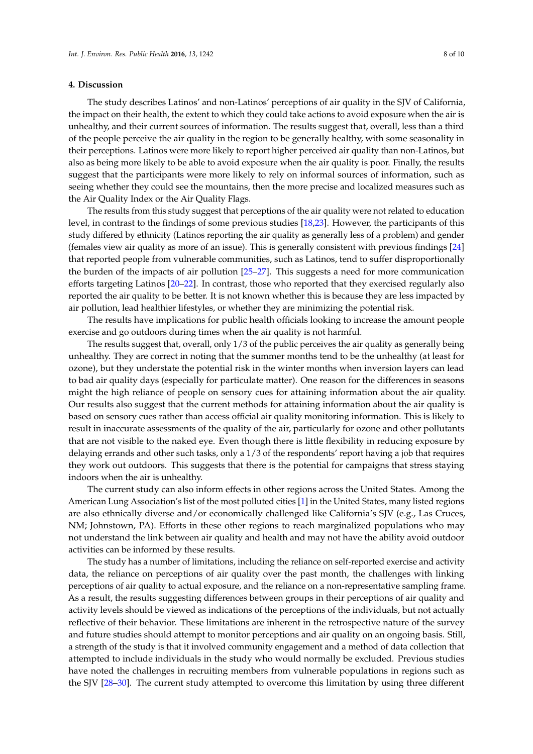## 4. Discussion

The study describes Latinos' and non-Latinos' perceptions of air quality in the SJV of California, the impact on their health, the extent to which they could take actions to avoid exposure when the air is unhealthy, and their current sources of information. The results suggest that, overall, less than a third of the people perceive the air quality in the region to be generally healthy, with some seasonality in their perceptions. Latinos were more likely to report higher perceived air quality than non-Latinos, but also as being more likely to be able to avoid exposure when the air quality is poor. Finally, the results suggest that the participants were more likely to rely on informal sources of information, such as seeing whether they could see the mountains, then the more precise and localized measures such as the Air Quality Index or the Air Quality Flags.

The results from this study suggest that perceptions of the air quality were not related to education level, in contrast to the findings of some previous studies [18,23]. However, the participants of this study differed by ethnicity (Latinos reporting the air quality as generally less of a problem) and gender (females view air quality as more of an issue). This is generally consistent with previous findings [24] that reported people from vulnerable communities, such as Latinos, tend to suffer disproportionally the burden of the impacts of air pollution [25–27]. This suggests a need for more communication efforts targeting Latinos [20–22]. In contrast, those who reported that they exercised regularly also reported the air quality to be better. It is not known whether this is because they are less impacted by air pollution, lead healthier lifestyles, or whether they are minimizing the potential risk.

The results have implications for public health officials looking to increase the amount people exercise and go outdoors during times when the air quality is not harmful.

The results suggest that, overall, only 1/3 of the public perceives the air quality as generally being unhealthy. They are correct in noting that the summer months tend to be the unhealthy (at least for ozone), but they understate the potential risk in the winter months when inversion layers can lead to bad air quality days (especially for particulate matter). One reason for the differences in seasons might the high reliance of people on sensory cues for attaining information about the air quality. Our results also suggest that the current methods for attaining information about the air quality is based on sensory cues rather than access official air quality monitoring information. This is likely to result in inaccurate assessments of the quality of the air, particularly for ozone and other pollutants that are not visible to the naked eye. Even though there is little flexibility in reducing exposure by delaying errands and other such tasks, only a 1/3 of the respondents' report having a job that requires they work out outdoors. This suggests that there is the potential for campaigns that stress staying indoors when the air is unhealthy.

The current study can also inform effects in other regions across the United States. Among the American Lung Association's list of the most polluted cities [1] in the United States, many listed regions are also ethnically diverse and/or economically challenged like California's SJV (e.g., Las Cruces, NM; Johnstown, PA). Efforts in these other regions to reach marginalized populations who may not understand the link between air quality and health and may not have the ability avoid outdoor activities can be informed by these results.

The study has a number of limitations, including the reliance on self-reported exercise and activity data, the reliance on perceptions of air quality over the past month, the challenges with linking perceptions of air quality to actual exposure, and the reliance on a non-representative sampling frame. As a result, the results suggesting differences between groups in their perceptions of air quality and activity levels should be viewed as indications of the perceptions of the individuals, but not actually reflective of their behavior. These limitations are inherent in the retrospective nature of the survey and future studies should attempt to monitor perceptions and air quality on an ongoing basis. Still, a strength of the study is that it involved community engagement and a method of data collection that attempted to include individuals in the study who would normally be excluded. Previous studies have noted the challenges in recruiting members from vulnerable populations in regions such as the SJV [28–30]. The current study attempted to overcome this limitation by using three different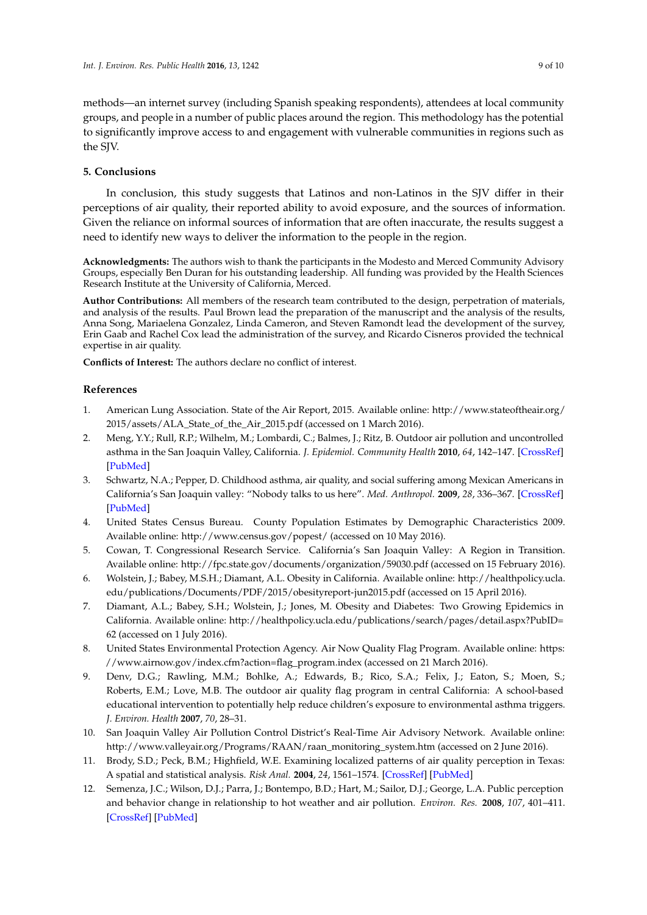methods—an internet survey (including Spanish speaking respondents), attendees at local community groups, and people in a number of public places around the region. This methodology has the potential to significantly improve access to and engagement with vulnerable communities in regions such as the SJV.

## 5. Conclusions

In conclusion, this study suggests that Latinos and non-Latinos in the SJV differ in their perceptions of air quality, their reported ability to avoid exposure, and the sources of information. Given the reliance on informal sources of information that are often inaccurate, the results suggest a need to identify new ways to deliver the information to the people in the region.

**Acknowledgments:** The authors wish to thank the participants in the Modesto and Merced Community Advisory Groups, especially Ben Duran for his outstanding leadership. All funding was provided by the Health Sciences Research Institute at the University of California, Merced.

**Author Contributions:** All members of the research team contributed to the design, perpetration of materials, and analysis of the results. Paul Brown lead the preparation of the manuscript and the analysis of the results, Anna Song, Mariaelena Gonzalez, Linda Cameron, and Steven Ramondt lead the development of the survey, Erin Gaab and Rachel Cox lead the administration of the survey, and Ricardo Cisneros provided the technical expertise in air quality.

**Conflicts of Interest:** The authors declare no conflict of interest.

## References

1. American Lung Association. State of the Air Report, 2015. Available online: http://www.stateoftheair.org/2015/assets/ALA_State_of_the_Air_2015.pdf (accessed on 1 March 2016).
2. Meng, Y.Y.; Rull, R.P.; Wilhelm, M.; Lombardi, C.; Balmes, J.; Ritz, B. Outdoor air pollution and uncontrolled asthma in the San Joaquin Valley, California. *J. Epidemiol. Community Health* **2010**, *64*, 142–147. [CrossRef] [PubMed]
3. Schwartz, N.A.; Pepper, D. Childhood asthma, air quality, and social suffering among Mexican Americans in California's San Joaquin valley: "Nobody talks to us here". *Med. Anthropol.* **2009**, *28*, 336–367. [CrossRef] [PubMed]
4. United States Census Bureau. County Population Estimates by Demographic Characteristics 2009. Available online: http://www.census.gov/popest/ (accessed on 10 May 2016).
5. Cowan, T. Congressional Research Service. California's San Joaquin Valley: A Region in Transition. Available online: http://fpc.state.gov/documents/organization/59030.pdf (accessed on 15 February 2016).
6. Wolstein, J.; Babey, M.S.H.; Diamant, A.L. Obesity in California. Available online: http://healthpolicy.ucla.edu/publications/Documents/PDF/2015/obesityreport-jun2015.pdf (accessed on 15 April 2016).
7. Diamant, A.L.; Babey, S.H.; Wolstein, J.; Jones, M. Obesity and Diabetes: Two Growing Epidemics in California. Available online: http://healthpolicy.ucla.edu/publications/search/pages/detail.aspx?PubID=62 (accessed on 1 July 2016).
8. United States Environmental Protection Agency. Air Now Quality Flag Program. Available online: https://www.airnow.gov/index.cfm?action=flag_program.index (accessed on 21 March 2016).
9. Denv, D.G.; Rawling, M.M.; Bohlke, A.; Edwards, B.; Rico, S.A.; Felix, J.; Eaton, S.; Moen, S.; Roberts, E.M.; Love, M.B. The outdoor air quality flag program in central California: A school-based educational intervention to potentially help reduce children's exposure to environmental asthma triggers. *J. Environ. Health* **2007**, *70*, 28–31.
10. San Joaquin Valley Air Pollution Control District's Real-Time Air Advisory Network. Available online: http://www.valleyair.org/Programs/RAAN/raan_monitoring_system.htm (accessed on 2 June 2016).
11. Brody, S.D.; Peck, B.M.; Highfield, W.E. Examining localized patterns of air quality perception in Texas: A spatial and statistical analysis. *Risk Anal.* **2004**, *24*, 1561–1574. [CrossRef] [PubMed]
12. Semenza, J.C.; Wilson, D.J.; Parra, J.; Bontempo, B.D.; Hart, M.; Sailor, D.J.; George, L.A. Public perception and behavior change in relationship to hot weather and air pollution. *Environ. Res.* **2008**, *107*, 401–411. [CrossRef] [PubMed]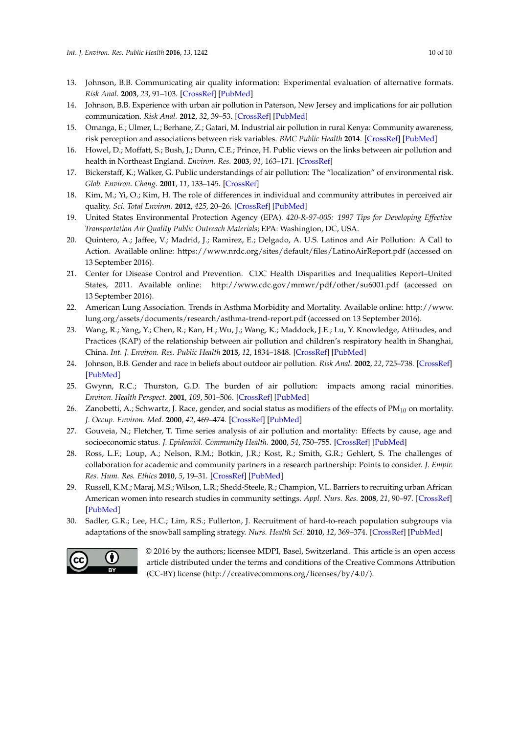13. Johnson, B.B. Communicating air quality information: Experimental evaluation of alternative formats. *Risk Anal.* **2003**, *23*, 91–103. [CrossRef] [PubMed]
14. Johnson, B.B. Experience with urban air pollution in Paterson, New Jersey and implications for air pollution communication. *Risk Anal.* **2012**, *32*, 39–53. [CrossRef] [PubMed]
15. Omanga, E.; Ulmer, L.; Berhane, Z.; Gatari, M. Industrial air pollution in rural Kenya: Community awareness, risk perception and associations between risk variables. *BMC Public Health* **2014**. [CrossRef] [PubMed]
16. Howel, D.; Moffatt, S.; Bush, J.; Dunn, C.E.; Prince, H. Public views on the links between air pollution and health in Northeast England. *Environ. Res.* **2003**, *91*, 163–171. [CrossRef]
17. Bickerstaff, K.; Walker, G. Public understandings of air pollution: The "localization" of environmental risk. *Glob. Environ. Chang.* **2001**, *11*, 133–145. [CrossRef]
18. Kim, M.; Yi, O.; Kim, H. The role of differences in individual and community attributes in perceived air quality. *Sci. Total Environ.* **2012**, *425*, 20–26. [CrossRef] [PubMed]
19. United States Environmental Protection Agency (EPA). *420-R-97-005: 1997 Tips for Developing Effective Transportation Air Quality Public Outreach Materials*; EPA: Washington, DC, USA.
20. Quintero, A.; Jaffee, V.; Madrid, J.; Ramirez, E.; Delgado, A. U.S. Latinos and Air Pollution: A Call to Action. Available online: https://www.nrdc.org/sites/default/files/LatinoAirReport.pdf (accessed on 13 September 2016).
21. Center for Disease Control and Prevention. CDC Health Disparities and Inequalities Report–United States, 2011. Available online: http://www.cdc.gov/mmwr/pdf/other/su6001.pdf (accessed on 13 September 2016).
22. American Lung Association. Trends in Asthma Morbidity and Mortality. Available online: http://www.lung.org/assets/documents/research/asthma-trend-report.pdf (accessed on 13 September 2016).
23. Wang, R.; Yang, Y.; Chen, R.; Kan, H.; Wu, J.; Wang, K.; Maddock, J.E.; Lu, Y. Knowledge, Attitudes, and Practices (KAP) of the relationship between air pollution and children's respiratory health in Shanghai, China. *Int. J. Environ. Res. Public Health* **2015**, *12*, 1834–1848. [CrossRef] [PubMed]
24. Johnson, B.B. Gender and race in beliefs about outdoor air pollution. *Risk Anal.* **2002**, *22*, 725–738. [CrossRef] [PubMed]
25. Gwynn, R.C.; Thurston, G.D. The burden of air pollution: impacts among racial minorities. *Environ. Health Perspect.* **2001**, *109*, 501–506. [CrossRef] [PubMed]
26. Zanobetti, A.; Schwartz, J. Race, gender, and social status as modifiers of the effects of $PM_{10}$ on mortality. *J. Occup. Environ. Med.* **2000**, *42*, 469–474. [CrossRef] [PubMed]
27. Gouveia, N.; Fletcher, T. Time series analysis of air pollution and mortality: Effects by cause, age and socioeconomic status. *J. Epidemiol. Community Health.* **2000**, *54*, 750–755. [CrossRef] [PubMed]
28. Ross, L.F.; Loup, A.; Nelson, R.M.; Botkin, J.R.; Kost, R.; Smith, G.R.; Gehlert, S. The challenges of collaboration for academic and community partners in a research partnership: Points to consider. *J. Empir. Res. Hum. Res. Ethics* **2010**, *5*, 19–31. [CrossRef] [PubMed]
29. Russell, K.M.; Maraj, M.S.; Wilson, L.R.; Shedd-Steele, R.; Champion, V.L. Barriers to recruiting urban African American women into research studies in community settings. *Appl. Nurs. Res.* **2008**, *21*, 90–97. [CrossRef] [PubMed]
30. Sadler, G.R.; Lee, H.C.; Lim, R.S.; Fullerton, J. Recruitment of hard-to-reach population subgroups via adaptations of the snowball sampling strategy. *Nurs. Health Sci.* **2010**, *12*, 369–374. [CrossRef] [PubMed]

© 2016 by the authors; licensee MDPI, Basel, Switzerland. This article is an open access article distributed under the terms and conditions of the Creative Commons Attribution (CC-BY) license (http://creativecommons.org/licenses/by/4.0/).